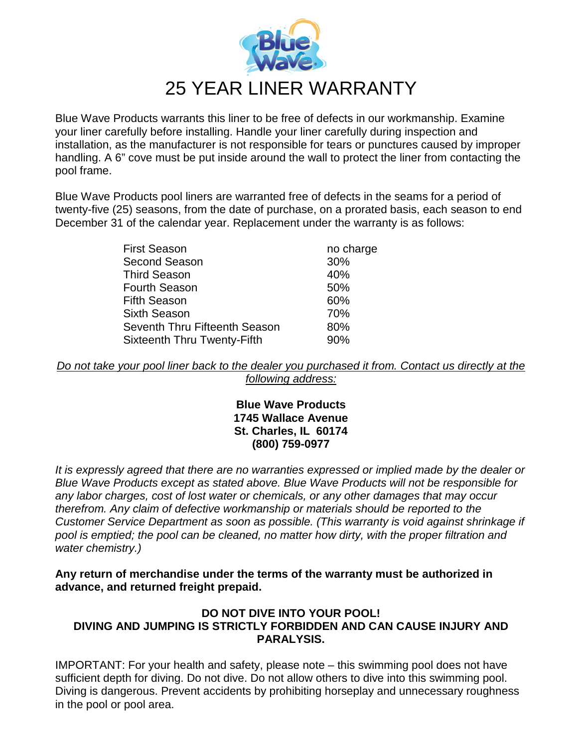# 25 YEAR LINER WARRANTY

Blue Wave Products warrants this liner to be free of defects in our workmanship. Examine your liner carefully before installing. Handle your liner carefully during inspection and installation, as the manufacturer is not responsible for tears or punctures caused by improper handling. A 6" cove must be put inside around the wall to protect the liner from contacting the pool frame.

Blue Wave Products pool liners are warranted free of defects in the seams for a period of twenty-five (25) seasons, from the date of purchase, on a prorated basis, each season to end December 31 of the calendar year. Replacement under the warranty is as follows:

| | |
|---|---|
| First Season | no charge |
| Second Season | 30% |
| Third Season | 40% |
| Fourth Season | 50% |
| Fifth Season | 60% |
| Sixth Season | 70% |
| Seventh Thru Fifteenth Season | 80% |
| Sixteenth Thru Twenty-Fifth | 90% |

*Do not take your pool liner back to the dealer you purchased it from. Contact us directly at the following address:*

**Blue Wave Products**
**1745 Wallace Avenue**
**St. Charles, IL 60174**
**(800) 759-0977**

*It is expressly agreed that there are no warranties expressed or implied made by the dealer or Blue Wave Products except as stated above. Blue Wave Products will not be responsible for any labor charges, cost of lost water or chemicals, or any other damages that may occur therefrom. Any claim of defective workmanship or materials should be reported to the Customer Service Department as soon as possible. (This warranty is void against shrinkage if pool is emptied; the pool can be cleaned, no matter how dirty, with the proper filtration and water chemistry.)*

**Any return of merchandise under the terms of the warranty must be authorized in advance, and returned freight prepaid.**

**DO NOT DIVE INTO YOUR POOL!**
**DIVING AND JUMPING IS STRICTLY FORBIDDEN AND CAN CAUSE INJURY AND PARALYSIS.**

IMPORTANT: For your health and safety, please note – this swimming pool does not have sufficient depth for diving. Do not dive. Do not allow others to dive into this swimming pool. Diving is dangerous. Prevent accidents by prohibiting horseplay and unnecessary roughness in the pool or pool area.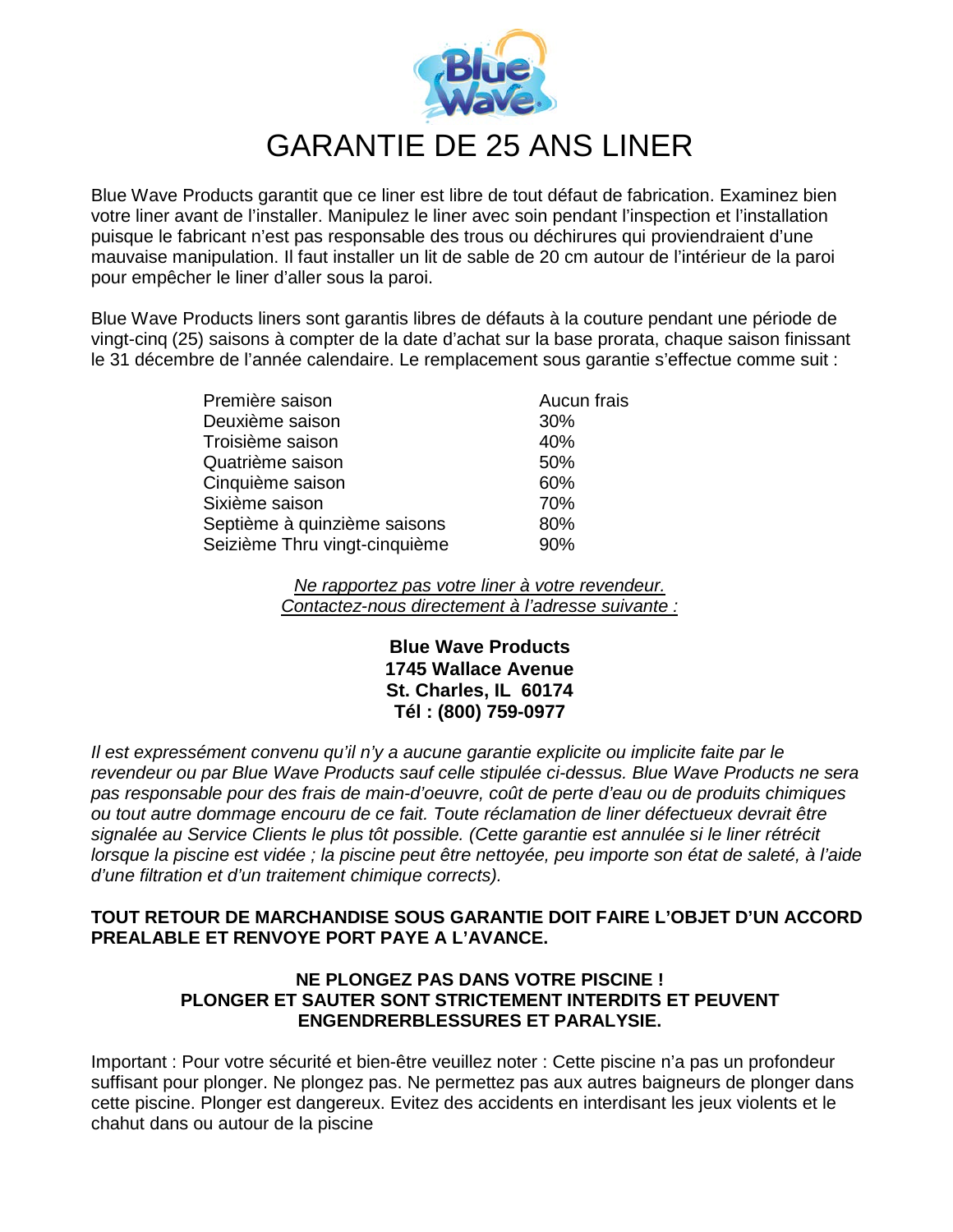# GARANTIE DE 25 ANS LINER

Blue Wave Products garantit que ce liner est libre de tout défaut de fabrication. Examinez bien votre liner avant de l'installer. Manipulez le liner avec soin pendant l'inspection et l'installation puisque le fabricant n'est pas responsable des trous ou déchirures qui proviendraient d'une mauvaise manipulation. Il faut installer un lit de sable de 20 cm autour de l'intérieur de la paroi pour empêcher le liner d'aller sous la paroi.

Blue Wave Products liners sont garantis libres de défauts à la couture pendant une période de vingt-cinq (25) saisons à compter de la date d'achat sur la base prorata, chaque saison finissant le 31 décembre de l'année calendaire. Le remplacement sous garantie s'effectue comme suit :

| | |
|---|---|
| Première saison | Aucun frais |
| Deuxième saison | 30% |
| Troisième saison | 40% |
| Quatrième saison | 50% |
| Cinquième saison | 60% |
| Sixième saison | 70% |
| Septième à quinzième saisons | 80% |
| Seizième Thru vingt-cinquième | 90% |

*Ne rapportez pas votre liner à votre revendeur.*
*Contactez-nous directement à l'adresse suivante :*

**Blue Wave Products**
**1745 Wallace Avenue**
**St. Charles, IL 60174**
**Tél : (800) 759-0977**

*Il est expressément convenu qu'il n'y a aucune garantie explicite ou implicite faite par le revendeur ou par Blue Wave Products sauf celle stipulée ci-dessus. Blue Wave Products ne sera pas responsable pour des frais de main-d'oeuvre, coût de perte d'eau ou de produits chimiques ou tout autre dommage encouru de ce fait. Toute réclamation de liner défectueux devrait être signalée au Service Clients le plus tôt possible. (Cette garantie est annulée si le liner rétrécit lorsque la piscine est vidée ; la piscine peut être nettoyée, peu importe son état de saleté, à l'aide d'une filtration et d'un traitement chimique corrects).*

**TOUT RETOUR DE MARCHANDISE SOUS GARANTIE DOIT FAIRE L'OBJET D'UN ACCORD PREALABLE ET RENVOYE PORT PAYE A L'AVANCE.**

**NE PLONGEZ PAS DANS VOTRE PISCINE !**
**PLONGER ET SAUTER SONT STRICTEMENT INTERDITS ET PEUVENT ENGENDRERBLESSURES ET PARALYSIE.**

Important : Pour votre sécurité et bien-être veuillez noter : Cette piscine n'a pas un profondeur suffisant pour plonger. Ne plongez pas. Ne permettez pas aux autres baigneurs de plonger dans cette piscine. Plonger est dangereux. Evitez des accidents en interdisant les jeux violents et le chahut dans ou autour de la piscine